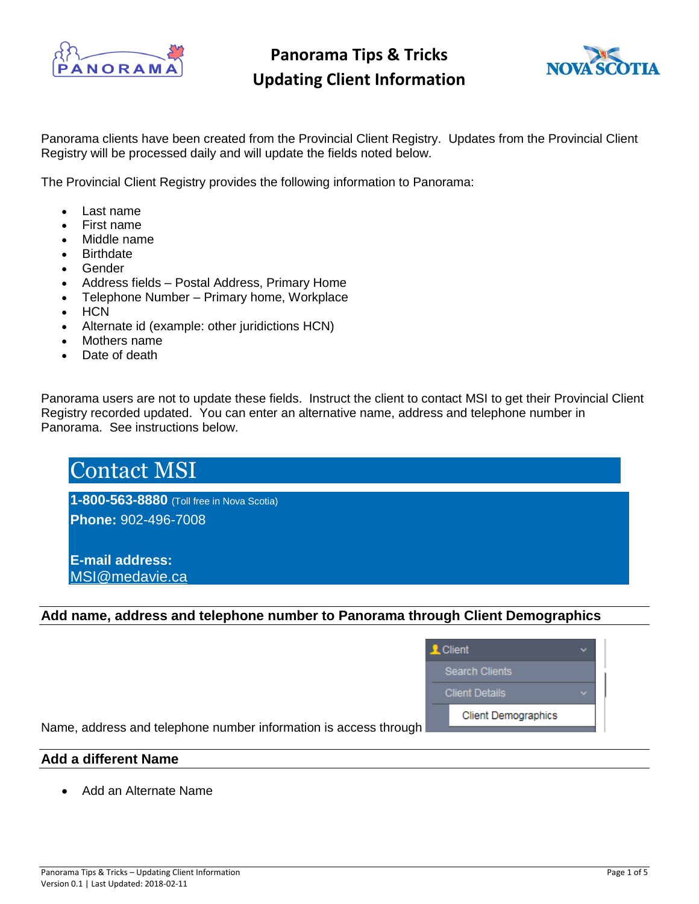# Panorama Tips & Tricks
## Updating Client Information

Panorama clients have been created from the Provincial Client Registry. Updates from the Provincial Client Registry will be processed daily and will update the fields noted below.

The Provincial Client Registry provides the following information to Panorama:

- Last name
- First name
- Middle name
- Birthdate
- Gender
- Address fields – Postal Address, Primary Home
- Telephone Number – Primary home, Workplace
- HCN
- Alternate id (example: other juridictions HCN)
- Mothers name
- Date of death

Panorama users are not to update these fields. Instruct the client to contact MSI to get their Provincial Client Registry recorded updated. You can enter an alternative name, address and telephone number in Panorama. See instructions below.

## Contact MSI

**1-800-563-8880** (Toll free in Nova Scotia)

**Phone:** 902-496-7008

**E-mail address:**
MSI@medavie.ca

### Add name, address and telephone number to Panorama through Client Demographics

Name, address and telephone number information is access through Client > Client Details > Client Demographics

### Add a different Name

- Add an Alternate Name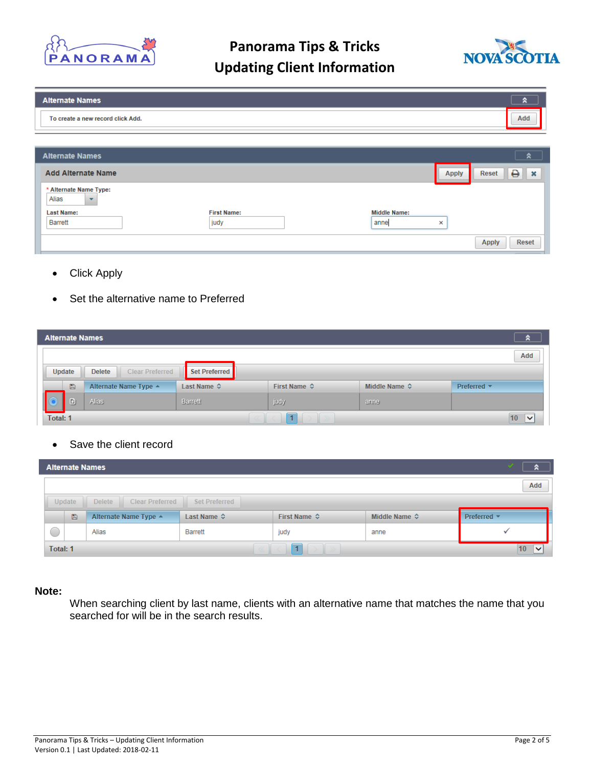- Click Apply
- Set the alternative name to Preferred
- Save the client record

**Note:**

When searching client by last name, clients with an alternative name that matches the name that you searched for will be in the search results.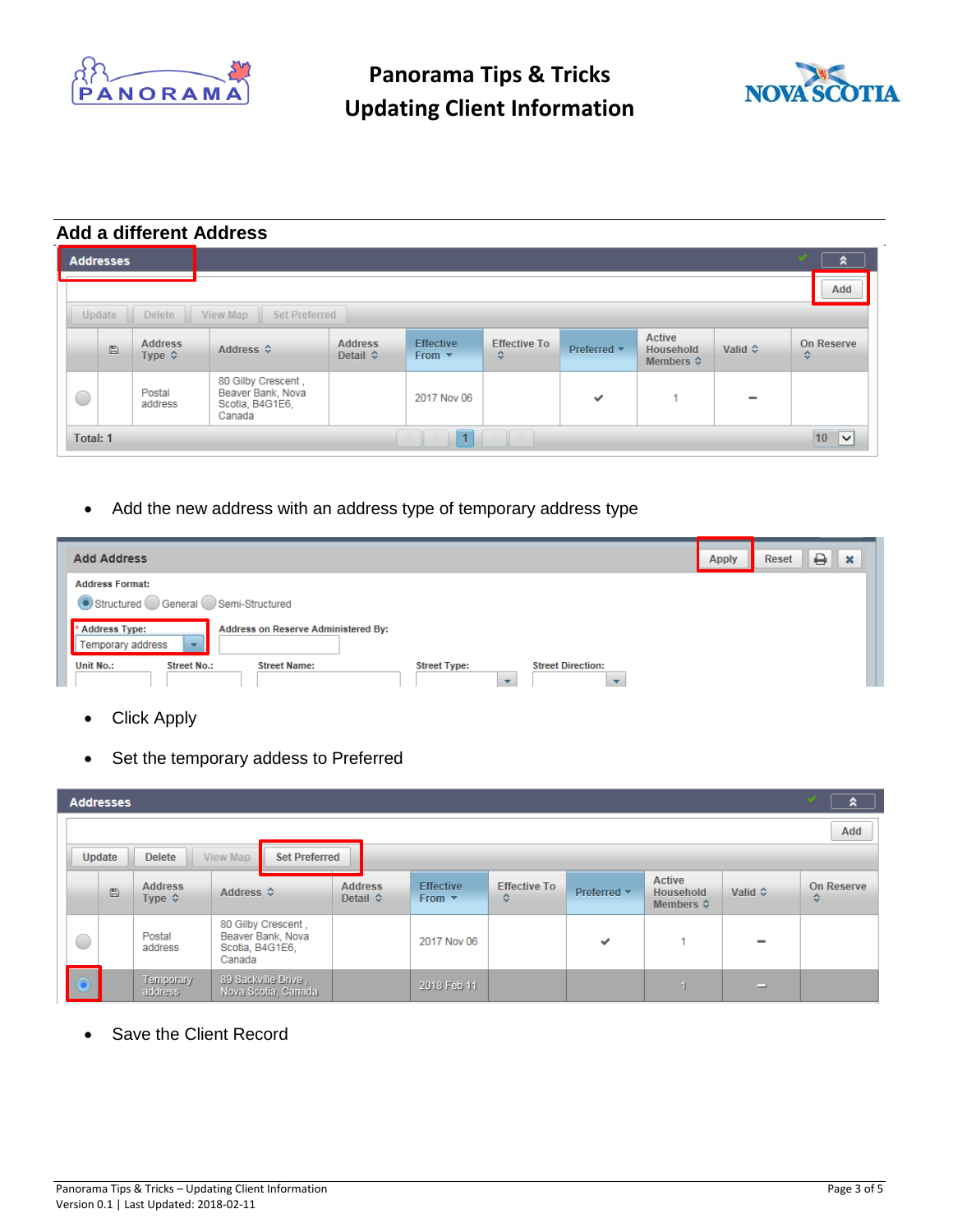## Add a different Address

**Addresses**

| | | Address Type | Address | Address Detail | Effective From | Effective To | Preferred | Active Household Members | Valid | On Reserve |
|---|---|---|---|---|---|---|---|---|---|---|
| ○ | | Postal address | 80 Gilby Crescent , Beaver Bank, Nova Scotia, B4G1E6, Canada | | 2017 Nov 06 | | ✔ | 1 | – | |

Total: 1

- Add the new address with an address type of temporary address type

**Add Address**

Address Format: Structured / General / Semi-Structured

\* Address Type: Temporary address

Address on Reserve Administered By:

Unit No.: | Street No.: | Street Name: | Street Type: | Street Direction:

- Click Apply
- Set the temporary addess to Preferred

**Addresses**

| | | Address Type | Address | Address Detail | Effective From | Effective To | Preferred | Active Household Members | Valid | On Reserve |
|---|---|---|---|---|---|---|---|---|---|---|
| ○ | | Postal address | 80 Gilby Crescent , Beaver Bank, Nova Scotia, B4G1E6, Canada | | 2017 Nov 06 | | ✔ | 1 | – | |
| ● | | Temporary address | 89 Sackville Drive , Nova Scotia, Canada | | 2018 Feb 11 | | | 1 | – | |

- Save the Client Record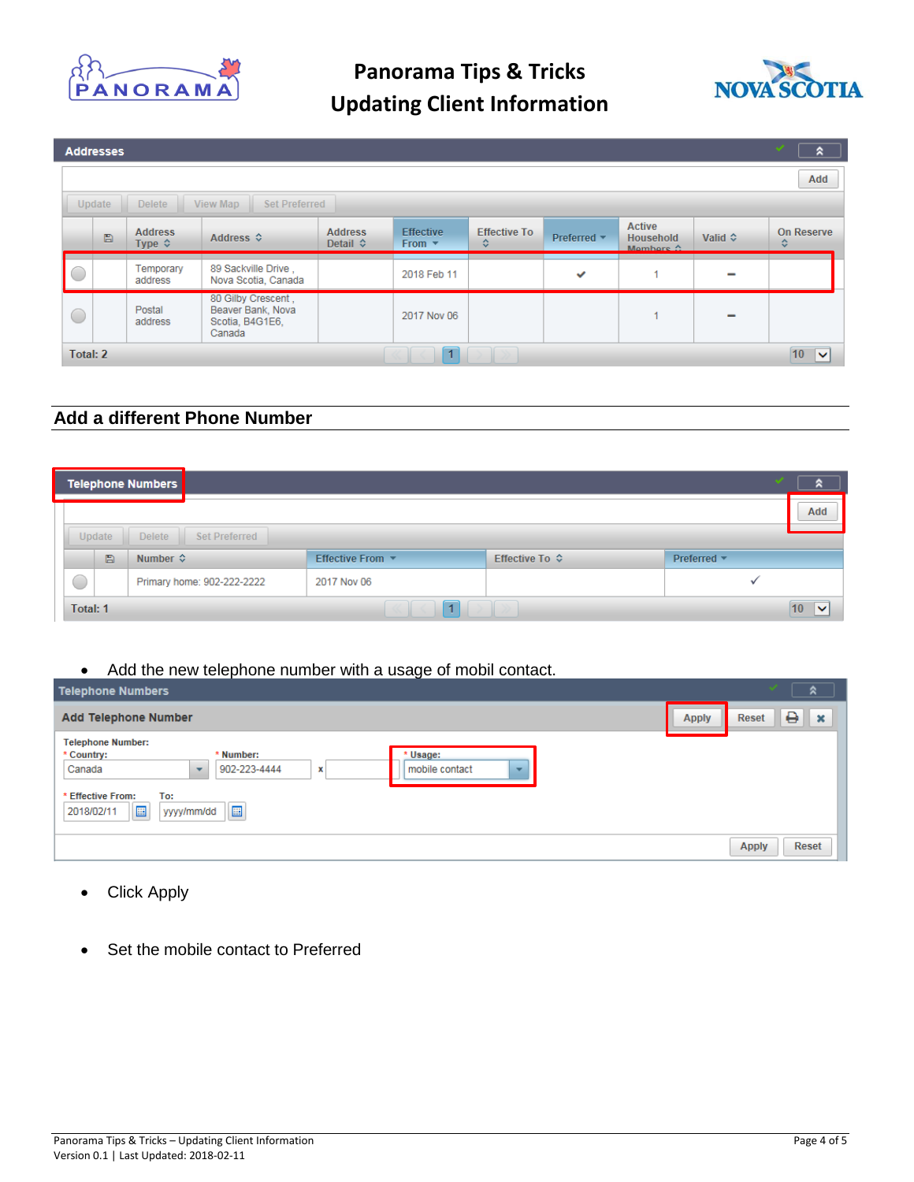**Addresses**

| | Address Type | Address | Address Detail | Effective From | Effective To | Preferred | Active Household Members | Valid | On Reserve |
|---|---|---|---|---|---|---|---|---|---|
| ○ | Temporary address | 89 Sackville Drive , Nova Scotia, Canada | | 2018 Feb 11 | | ✓ | 1 | – | |
| ○ | Postal address | 80 Gilby Crescent , Beaver Bank, Nova Scotia, B4G1E6, Canada | | 2017 Nov 06 | | | 1 | – | |

Total: 2

## Add a different Phone Number

**Telephone Numbers**

| | Number | Effective From | Effective To | Preferred |
|---|---|---|---|---|
| ○ | Primary home: 902-222-2222 | 2017 Nov 06 | | ✓ |

Total: 1

- Add the new telephone number with a usage of mobil contact.

**Telephone Numbers**

**Add Telephone Number**

Telephone Number:
- \* Country: Canada
- \* Number: 902-223-4444 x
- \* Usage: mobile contact
- \* Effective From: 2018/02/11 To: yyyy/mm/dd

Apply Reset

- Click Apply
- Set the mobile contact to Preferred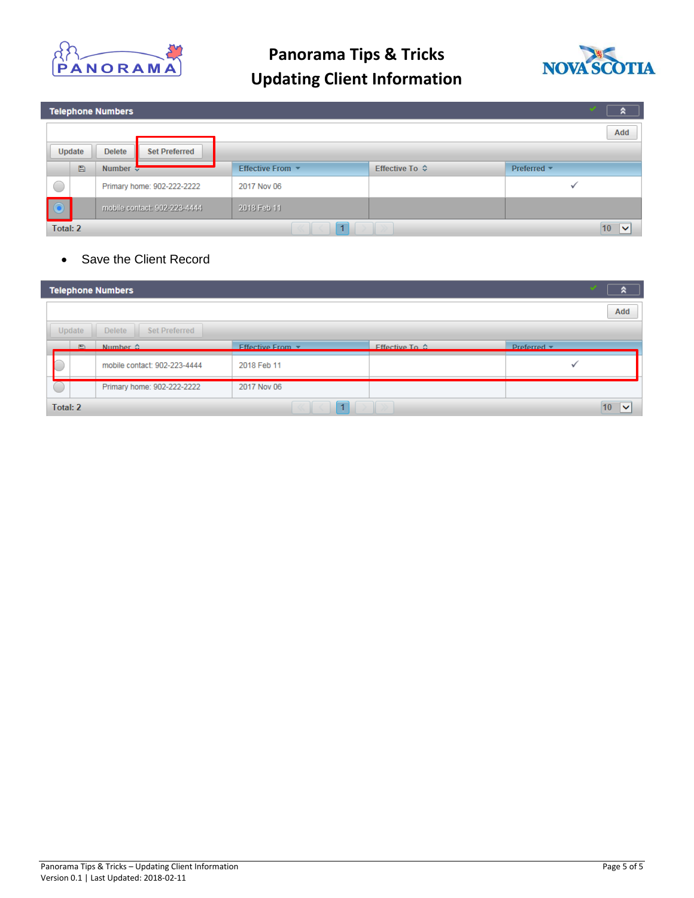**Telephone Numbers**

Add

Update | Delete | Set Preferred

| | | Number | Effective From | Effective To | Preferred |
|---|---|---|---|---|---|
| ○ | | Primary home: 902-222-2222 | 2017 Nov 06 | | ✓ |
| ◉ | | mobile contact: 902-223-4444 | 2018 Feb 11 | | |

Total: 2

- Save the Client Record

**Telephone Numbers**

Add

Update | Delete | Set Preferred

| | | Number | Effective From | Effective To | Preferred |
|---|---|---|---|---|---|
| ○ | | mobile contact: 902-223-4444 | 2018 Feb 11 | | ✓ |
| ○ | | Primary home: 902-222-2222 | 2017 Nov 06 | | |

Total: 2